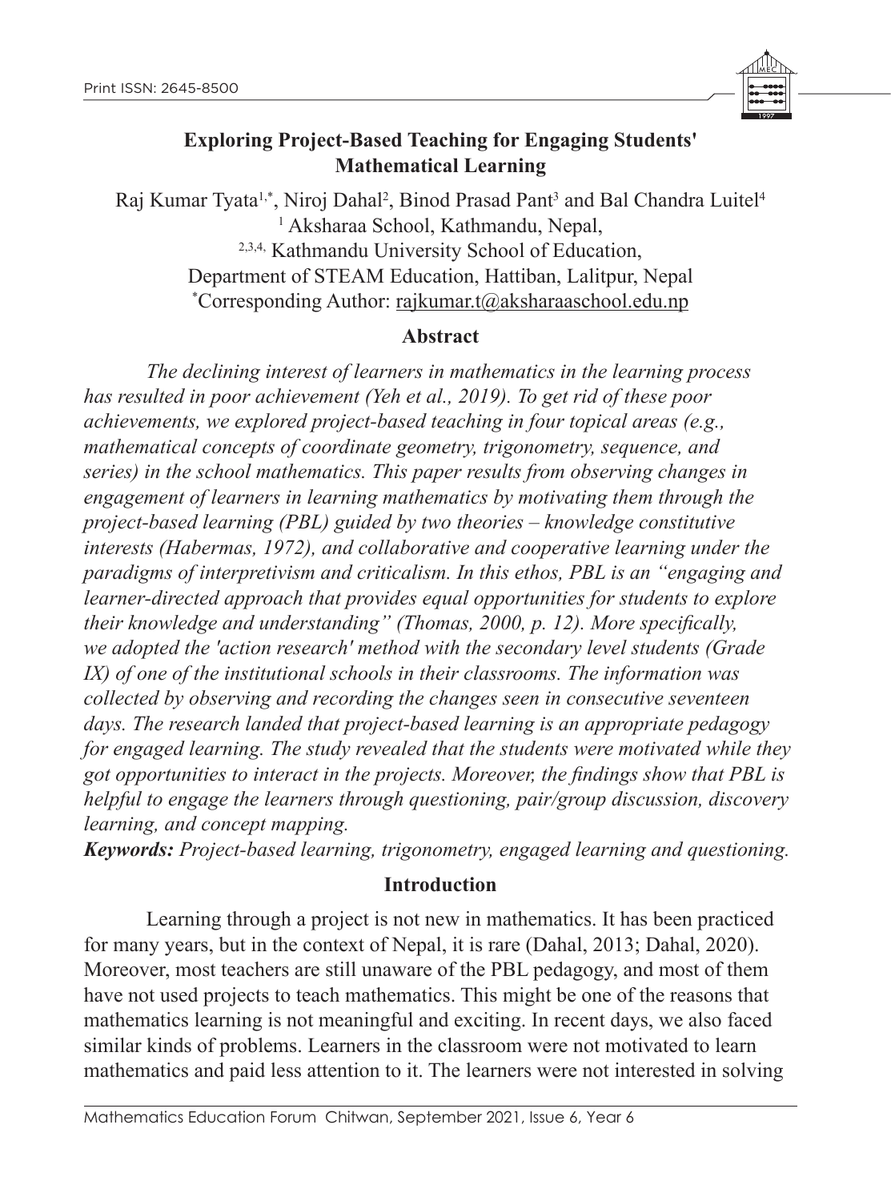# Exploring Project-Based Teaching for Engaging Students' Mathematical Learning

Raj Kumar Tyata[1,*], Niroj Dahal[2], Binod Prasad Pant[3] and Bal Chandra Luitel[4]

[1] Aksharaa School, Kathmandu, Nepal,

[2,3,4] Kathmandu University School of Education, Department of STEAM Education, Hattiban, Lalitpur, Nepal

[*]Corresponding Author: rajkumar.t@aksharaaschool.edu.np

## Abstract

*The declining interest of learners in mathematics in the learning process has resulted in poor achievement (Yeh et al., 2019). To get rid of these poor achievements, we explored project-based teaching in four topical areas (e.g., mathematical concepts of coordinate geometry, trigonometry, sequence, and series) in the school mathematics. This paper results from observing changes in engagement of learners in learning mathematics by motivating them through the project-based learning (PBL) guided by two theories – knowledge constitutive interests (Habermas, 1972), and collaborative and cooperative learning under the paradigms of interpretivism and criticalism. In this ethos, PBL is an "engaging and learner-directed approach that provides equal opportunities for students to explore their knowledge and understanding" (Thomas, 2000, p. 12). More specifically, we adopted the 'action research' method with the secondary level students (Grade IX) of one of the institutional schools in their classrooms. The information was collected by observing and recording the changes seen in consecutive seventeen days. The research landed that project-based learning is an appropriate pedagogy for engaged learning. The study revealed that the students were motivated while they got opportunities to interact in the projects. Moreover, the findings show that PBL is helpful to engage the learners through questioning, pair/group discussion, discovery learning, and concept mapping.*

***Keywords:*** *Project-based learning, trigonometry, engaged learning and questioning.*

## Introduction

Learning through a project is not new in mathematics. It has been practiced for many years, but in the context of Nepal, it is rare (Dahal, 2013; Dahal, 2020). Moreover, most teachers are still unaware of the PBL pedagogy, and most of them have not used projects to teach mathematics. This might be one of the reasons that mathematics learning is not meaningful and exciting. In recent days, we also faced similar kinds of problems. Learners in the classroom were not motivated to learn mathematics and paid less attention to it. The learners were not interested in solving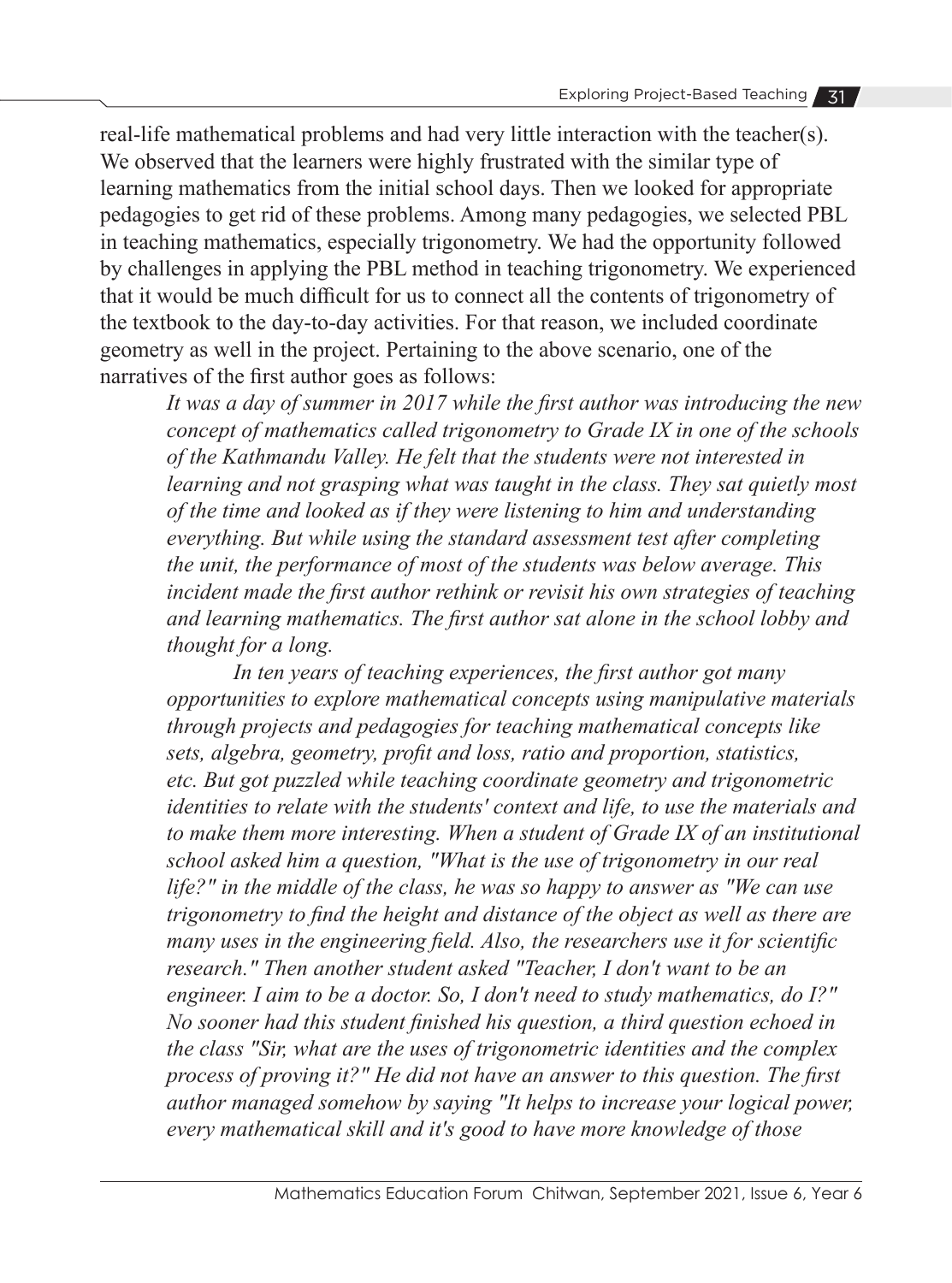real-life mathematical problems and had very little interaction with the teacher(s). We observed that the learners were highly frustrated with the similar type of learning mathematics from the initial school days. Then we looked for appropriate pedagogies to get rid of these problems. Among many pedagogies, we selected PBL in teaching mathematics, especially trigonometry. We had the opportunity followed by challenges in applying the PBL method in teaching trigonometry. We experienced that it would be much difficult for us to connect all the contents of trigonometry of the textbook to the day-to-day activities. For that reason, we included coordinate geometry as well in the project. Pertaining to the above scenario, one of the narratives of the first author goes as follows:

> *It was a day of summer in 2017 while the first author was introducing the new concept of mathematics called trigonometry to Grade IX in one of the schools of the Kathmandu Valley. He felt that the students were not interested in learning and not grasping what was taught in the class. They sat quietly most of the time and looked as if they were listening to him and understanding everything. But while using the standard assessment test after completing the unit, the performance of most of the students was below average. This incident made the first author rethink or revisit his own strategies of teaching and learning mathematics. The first author sat alone in the school lobby and thought for a long.*
>
> *In ten years of teaching experiences, the first author got many opportunities to explore mathematical concepts using manipulative materials through projects and pedagogies for teaching mathematical concepts like sets, algebra, geometry, profit and loss, ratio and proportion, statistics, etc. But got puzzled while teaching coordinate geometry and trigonometric identities to relate with the students' context and life, to use the materials and to make them more interesting. When a student of Grade IX of an institutional school asked him a question, "What is the use of trigonometry in our real life?" in the middle of the class, he was so happy to answer as "We can use trigonometry to find the height and distance of the object as well as there are many uses in the engineering field. Also, the researchers use it for scientific research." Then another student asked "Teacher, I don't want to be an engineer. I aim to be a doctor. So, I don't need to study mathematics, do I?" No sooner had this student finished his question, a third question echoed in the class "Sir, what are the uses of trigonometric identities and the complex process of proving it?" He did not have an answer to this question. The first author managed somehow by saying "It helps to increase your logical power, every mathematical skill and it's good to have more knowledge of those*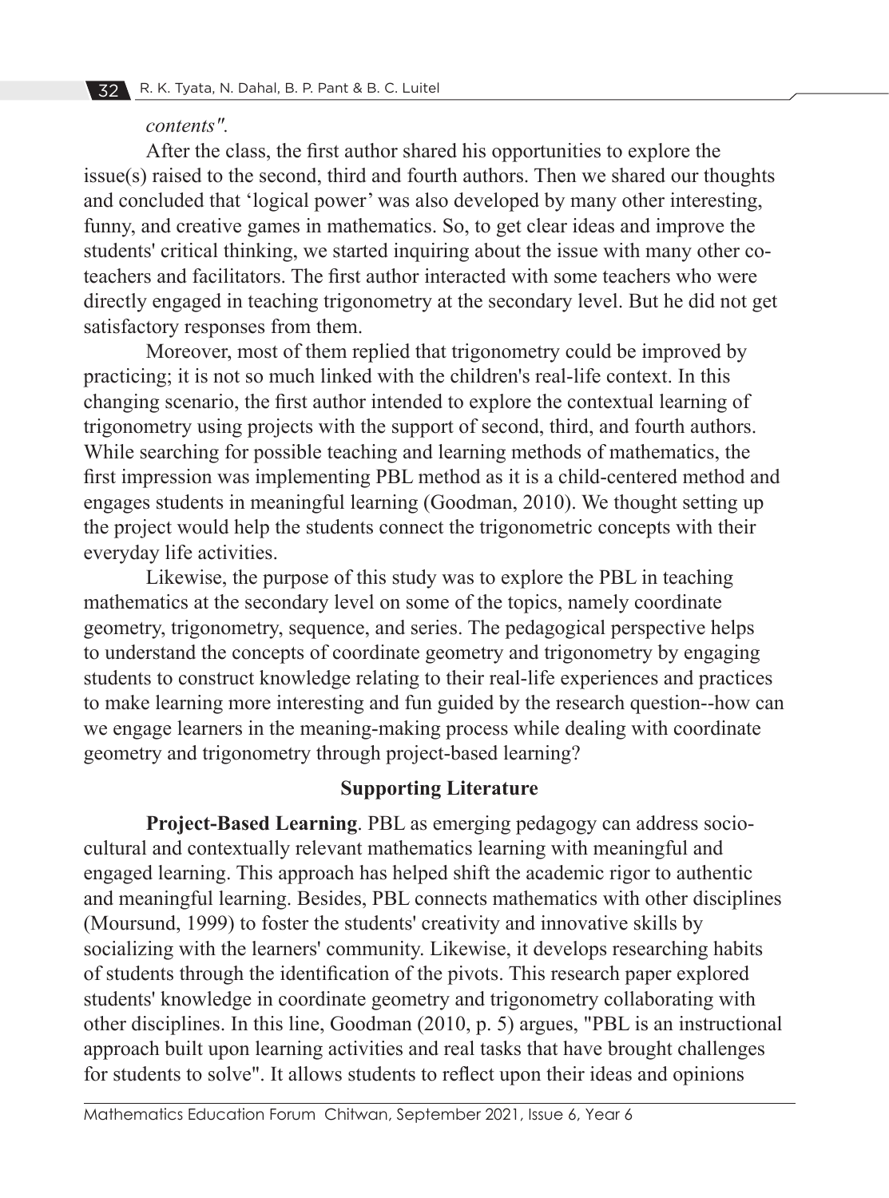*contents".*

After the class, the first author shared his opportunities to explore the issue(s) raised to the second, third and fourth authors. Then we shared our thoughts and concluded that 'logical power' was also developed by many other interesting, funny, and creative games in mathematics. So, to get clear ideas and improve the students' critical thinking, we started inquiring about the issue with many other co-teachers and facilitators. The first author interacted with some teachers who were directly engaged in teaching trigonometry at the secondary level. But he did not get satisfactory responses from them.

Moreover, most of them replied that trigonometry could be improved by practicing; it is not so much linked with the children's real-life context. In this changing scenario, the first author intended to explore the contextual learning of trigonometry using projects with the support of second, third, and fourth authors. While searching for possible teaching and learning methods of mathematics, the first impression was implementing PBL method as it is a child-centered method and engages students in meaningful learning (Goodman, 2010). We thought setting up the project would help the students connect the trigonometric concepts with their everyday life activities.

Likewise, the purpose of this study was to explore the PBL in teaching mathematics at the secondary level on some of the topics, namely coordinate geometry, trigonometry, sequence, and series. The pedagogical perspective helps to understand the concepts of coordinate geometry and trigonometry by engaging students to construct knowledge relating to their real-life experiences and practices to make learning more interesting and fun guided by the research question--how can we engage learners in the meaning-making process while dealing with coordinate geometry and trigonometry through project-based learning?

## Supporting Literature

**Project-Based Learning**. PBL as emerging pedagogy can address socio-cultural and contextually relevant mathematics learning with meaningful and engaged learning. This approach has helped shift the academic rigor to authentic and meaningful learning. Besides, PBL connects mathematics with other disciplines (Moursund, 1999) to foster the students' creativity and innovative skills by socializing with the learners' community. Likewise, it develops researching habits of students through the identification of the pivots. This research paper explored students' knowledge in coordinate geometry and trigonometry collaborating with other disciplines. In this line, Goodman (2010, p. 5) argues, "PBL is an instructional approach built upon learning activities and real tasks that have brought challenges for students to solve". It allows students to reflect upon their ideas and opinions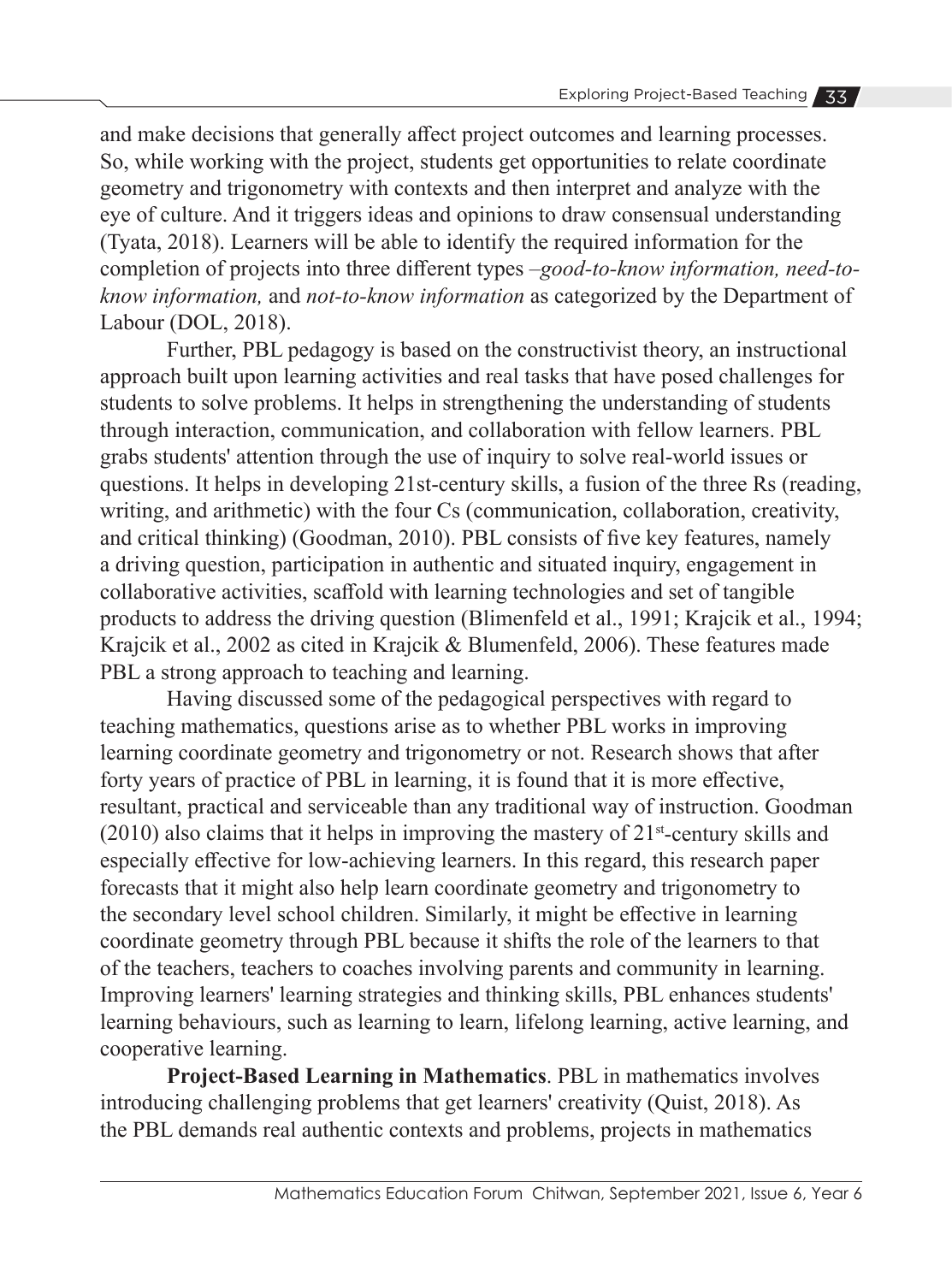and make decisions that generally affect project outcomes and learning processes. So, while working with the project, students get opportunities to relate coordinate geometry and trigonometry with contexts and then interpret and analyze with the eye of culture. And it triggers ideas and opinions to draw consensual understanding (Tyata, 2018). Learners will be able to identify the required information for the completion of projects into three different types –*good-to-know information, need-to-know information,* and *not-to-know information* as categorized by the Department of Labour (DOL, 2018).

Further, PBL pedagogy is based on the constructivist theory, an instructional approach built upon learning activities and real tasks that have posed challenges for students to solve problems. It helps in strengthening the understanding of students through interaction, communication, and collaboration with fellow learners. PBL grabs students' attention through the use of inquiry to solve real-world issues or questions. It helps in developing 21st-century skills, a fusion of the three Rs (reading, writing, and arithmetic) with the four Cs (communication, collaboration, creativity, and critical thinking) (Goodman, 2010). PBL consists of five key features, namely a driving question, participation in authentic and situated inquiry, engagement in collaborative activities, scaffold with learning technologies and set of tangible products to address the driving question (Blimenfeld et al., 1991; Krajcik et al., 1994; Krajcik et al., 2002 as cited in Krajcik & Blumenfeld, 2006). These features made PBL a strong approach to teaching and learning.

Having discussed some of the pedagogical perspectives with regard to teaching mathematics, questions arise as to whether PBL works in improving learning coordinate geometry and trigonometry or not. Research shows that after forty years of practice of PBL in learning, it is found that it is more effective, resultant, practical and serviceable than any traditional way of instruction. Goodman (2010) also claims that it helps in improving the mastery of 21st-century skills and especially effective for low-achieving learners. In this regard, this research paper forecasts that it might also help learn coordinate geometry and trigonometry to the secondary level school children. Similarly, it might be effective in learning coordinate geometry through PBL because it shifts the role of the learners to that of the teachers, teachers to coaches involving parents and community in learning. Improving learners' learning strategies and thinking skills, PBL enhances students' learning behaviours, such as learning to learn, lifelong learning, active learning, and cooperative learning.

**Project-Based Learning in Mathematics**. PBL in mathematics involves introducing challenging problems that get learners' creativity (Quist, 2018). As the PBL demands real authentic contexts and problems, projects in mathematics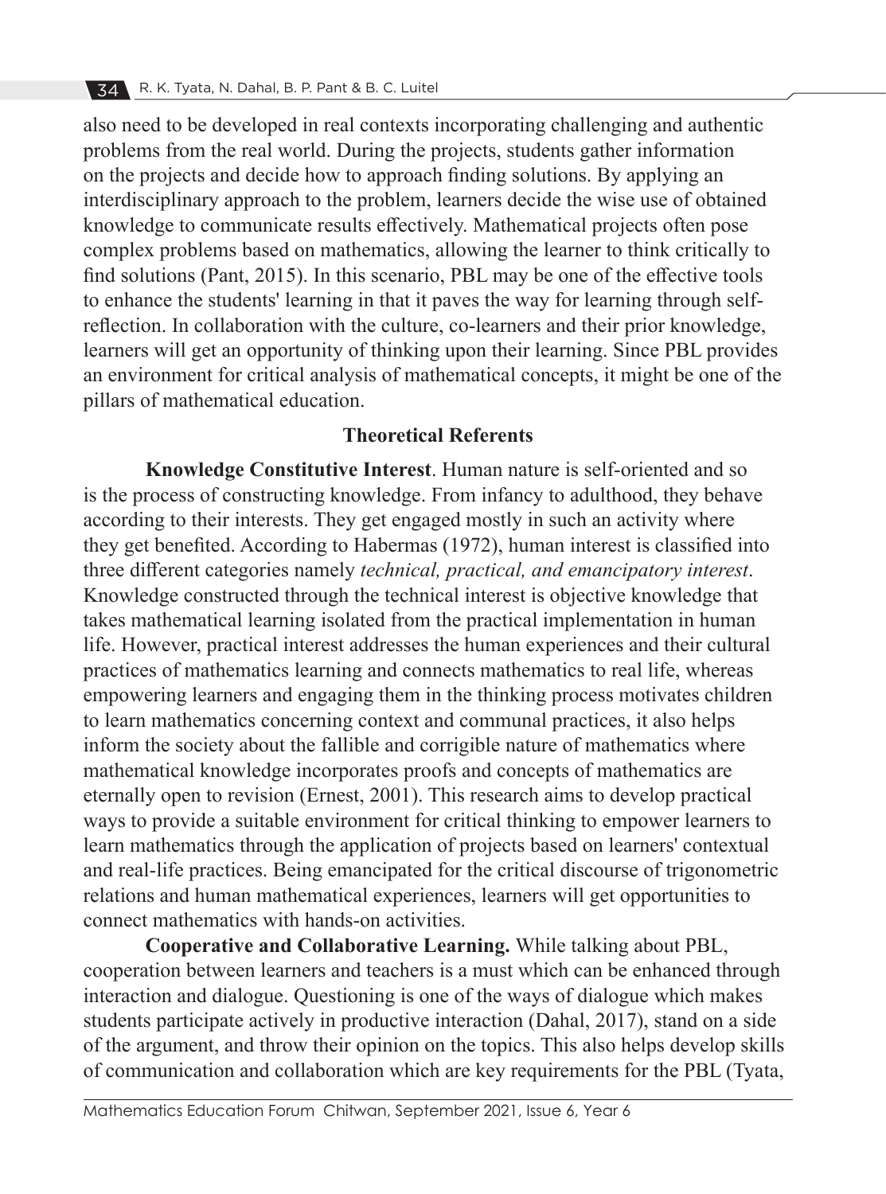also need to be developed in real contexts incorporating challenging and authentic problems from the real world. During the projects, students gather information on the projects and decide how to approach finding solutions. By applying an interdisciplinary approach to the problem, learners decide the wise use of obtained knowledge to communicate results effectively. Mathematical projects often pose complex problems based on mathematics, allowing the learner to think critically to find solutions (Pant, 2015). In this scenario, PBL may be one of the effective tools to enhance the students' learning in that it paves the way for learning through self-reflection. In collaboration with the culture, co-learners and their prior knowledge, learners will get an opportunity of thinking upon their learning. Since PBL provides an environment for critical analysis of mathematical concepts, it might be one of the pillars of mathematical education.

## Theoretical Referents

**Knowledge Constitutive Interest**. Human nature is self-oriented and so is the process of constructing knowledge. From infancy to adulthood, they behave according to their interests. They get engaged mostly in such an activity where they get benefited. According to Habermas (1972), human interest is classified into three different categories namely *technical, practical, and emancipatory interest*. Knowledge constructed through the technical interest is objective knowledge that takes mathematical learning isolated from the practical implementation in human life. However, practical interest addresses the human experiences and their cultural practices of mathematics learning and connects mathematics to real life, whereas empowering learners and engaging them in the thinking process motivates children to learn mathematics concerning context and communal practices, it also helps inform the society about the fallible and corrigible nature of mathematics where mathematical knowledge incorporates proofs and concepts of mathematics are eternally open to revision (Ernest, 2001). This research aims to develop practical ways to provide a suitable environment for critical thinking to empower learners to learn mathematics through the application of projects based on learners' contextual and real-life practices. Being emancipated for the critical discourse of trigonometric relations and human mathematical experiences, learners will get opportunities to connect mathematics with hands-on activities.

**Cooperative and Collaborative Learning.** While talking about PBL, cooperation between learners and teachers is a must which can be enhanced through interaction and dialogue. Questioning is one of the ways of dialogue which makes students participate actively in productive interaction (Dahal, 2017), stand on a side of the argument, and throw their opinion on the topics. This also helps develop skills of communication and collaboration which are key requirements for the PBL (Tyata,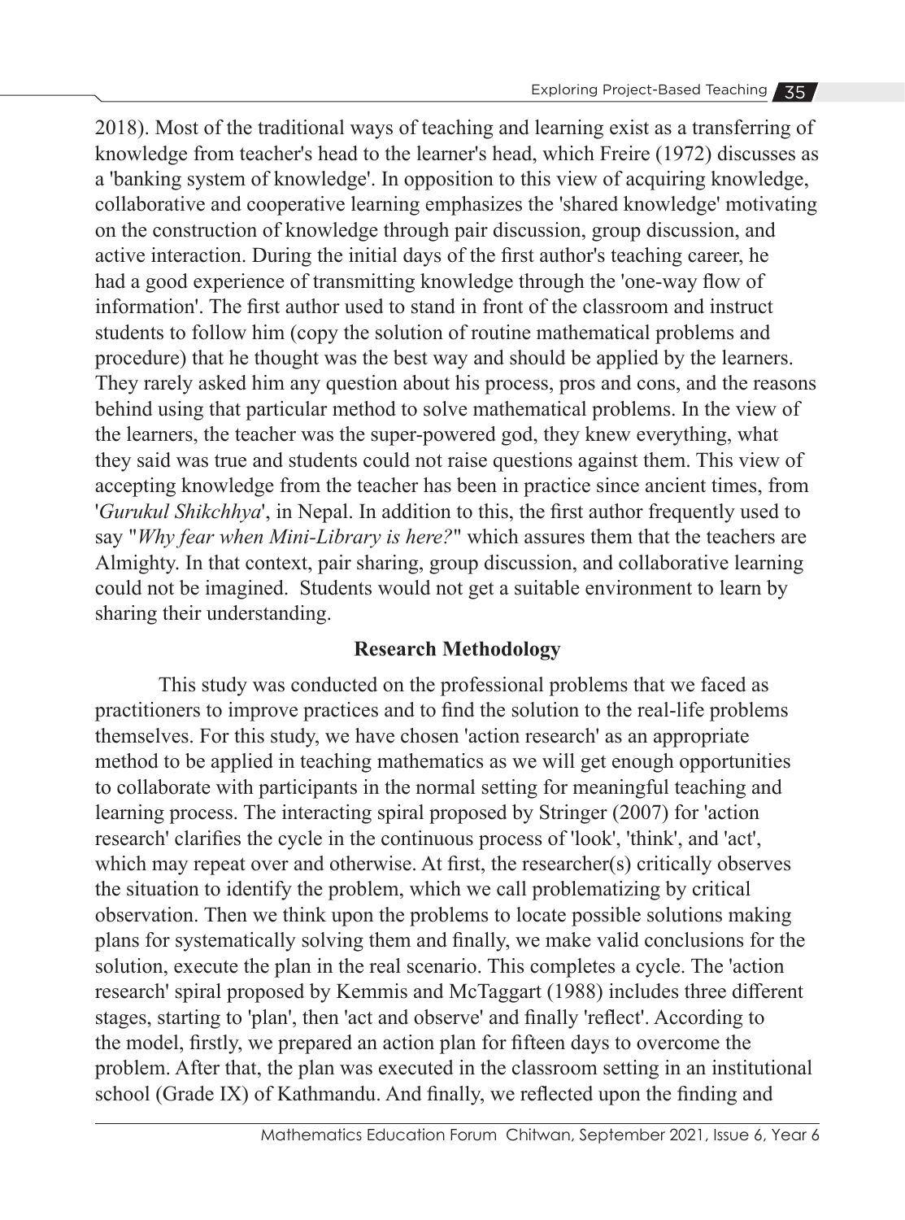2018). Most of the traditional ways of teaching and learning exist as a transferring of knowledge from teacher's head to the learner's head, which Freire (1972) discusses as a 'banking system of knowledge'. In opposition to this view of acquiring knowledge, collaborative and cooperative learning emphasizes the 'shared knowledge' motivating on the construction of knowledge through pair discussion, group discussion, and active interaction. During the initial days of the first author's teaching career, he had a good experience of transmitting knowledge through the 'one-way flow of information'. The first author used to stand in front of the classroom and instruct students to follow him (copy the solution of routine mathematical problems and procedure) that he thought was the best way and should be applied by the learners. They rarely asked him any question about his process, pros and cons, and the reasons behind using that particular method to solve mathematical problems. In the view of the learners, the teacher was the super-powered god, they knew everything, what they said was true and students could not raise questions against them. This view of accepting knowledge from the teacher has been in practice since ancient times, from '*Gurukul Shikchhya*', in Nepal. In addition to this, the first author frequently used to say "*Why fear when Mini-Library is here?*" which assures them that the teachers are Almighty. In that context, pair sharing, group discussion, and collaborative learning could not be imagined. Students would not get a suitable environment to learn by sharing their understanding.

## Research Methodology

This study was conducted on the professional problems that we faced as practitioners to improve practices and to find the solution to the real-life problems themselves. For this study, we have chosen 'action research' as an appropriate method to be applied in teaching mathematics as we will get enough opportunities to collaborate with participants in the normal setting for meaningful teaching and learning process. The interacting spiral proposed by Stringer (2007) for 'action research' clarifies the cycle in the continuous process of 'look', 'think', and 'act', which may repeat over and otherwise. At first, the researcher(s) critically observes the situation to identify the problem, which we call problematizing by critical observation. Then we think upon the problems to locate possible solutions making plans for systematically solving them and finally, we make valid conclusions for the solution, execute the plan in the real scenario. This completes a cycle. The 'action research' spiral proposed by Kemmis and McTaggart (1988) includes three different stages, starting to 'plan', then 'act and observe' and finally 'reflect'. According to the model, firstly, we prepared an action plan for fifteen days to overcome the problem. After that, the plan was executed in the classroom setting in an institutional school (Grade IX) of Kathmandu. And finally, we reflected upon the finding and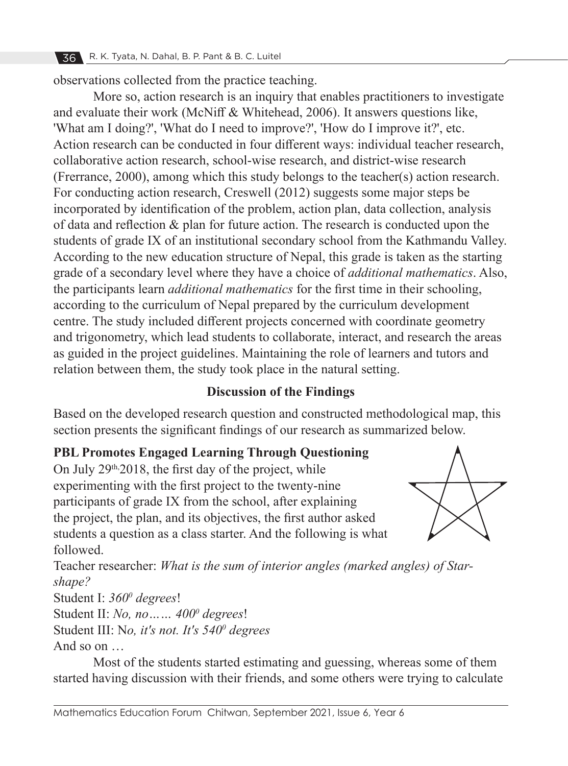observations collected from the practice teaching.

More so, action research is an inquiry that enables practitioners to investigate and evaluate their work (McNiff & Whitehead, 2006). It answers questions like, 'What am I doing?', 'What do I need to improve?', 'How do I improve it?', etc. Action research can be conducted in four different ways: individual teacher research, collaborative action research, school-wise research, and district-wise research (Frerrance, 2000), among which this study belongs to the teacher(s) action research. For conducting action research, Creswell (2012) suggests some major steps be incorporated by identification of the problem, action plan, data collection, analysis of data and reflection & plan for future action. The research is conducted upon the students of grade IX of an institutional secondary school from the Kathmandu Valley. According to the new education structure of Nepal, this grade is taken as the starting grade of a secondary level where they have a choice of *additional mathematics*. Also, the participants learn *additional mathematics* for the first time in their schooling, according to the curriculum of Nepal prepared by the curriculum development centre. The study included different projects concerned with coordinate geometry and trigonometry, which lead students to collaborate, interact, and research the areas as guided in the project guidelines. Maintaining the role of learners and tutors and relation between them, the study took place in the natural setting.

## Discussion of the Findings

Based on the developed research question and constructed methodological map, this section presents the significant findings of our research as summarized below.

### PBL Promotes Engaged Learning Through Questioning

On July 29th, 2018, the first day of the project, while experimenting with the first project to the twenty-nine participants of grade IX from the school, after explaining the project, the plan, and its objectives, the first author asked students a question as a class starter. And the following is what followed.

Teacher researcher: *What is the sum of interior angles (marked angles) of Star-shape?*

Student I: *$360^0$ degrees*!

Student II: *No, no…… $400^0$ degrees*!

Student III: N*o, it's not. It's $540^0$ degrees*

And so on …

Most of the students started estimating and guessing, whereas some of them started having discussion with their friends, and some others were trying to calculate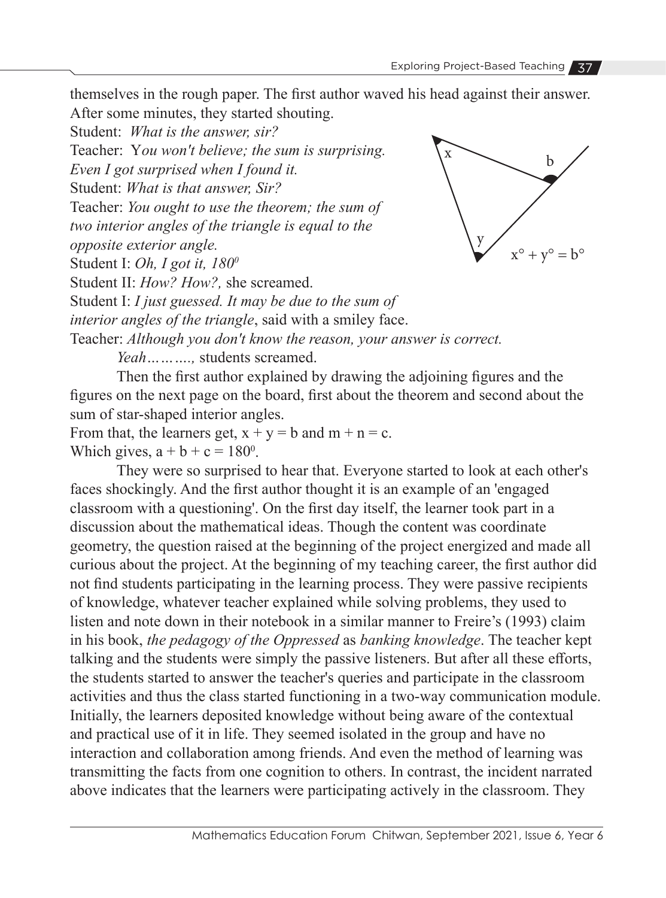themselves in the rough paper. The first author waved his head against their answer. After some minutes, they started shouting.

Student: *What is the answer, sir?*

Teacher: *You won't believe; the sum is surprising. Even I got surprised when I found it.*

Student: *What is that answer, Sir?*

Teacher: *You ought to use the theorem; the sum of two interior angles of the triangle is equal to the opposite exterior angle.*

$x° + y° = b°$

Student I: *Oh, I got it, 180⁰*

Student II: *How? How?,* she screamed.

Student I: *I just guessed. It may be due to the sum of interior angles of the triangle*, said with a smiley face.

Teacher: *Although you don't know the reason, your answer is correct.*

*Yeah……….,* students screamed.

Then the first author explained by drawing the adjoining figures and the figures on the next page on the board, first about the theorem and second about the sum of star-shaped interior angles.

From that, the learners get, $x + y = b$ and $m + n = c$.

Which gives, $a + b + c = 180^0$.

They were so surprised to hear that. Everyone started to look at each other's faces shockingly. And the first author thought it is an example of an 'engaged classroom with a questioning'. On the first day itself, the learner took part in a discussion about the mathematical ideas. Though the content was coordinate geometry, the question raised at the beginning of the project energized and made all curious about the project. At the beginning of my teaching career, the first author did not find students participating in the learning process. They were passive recipients of knowledge, whatever teacher explained while solving problems, they used to listen and note down in their notebook in a similar manner to Freire's (1993) claim in his book, *the pedagogy of the Oppressed* as *banking knowledge*. The teacher kept talking and the students were simply the passive listeners. But after all these efforts, the students started to answer the teacher's queries and participate in the classroom activities and thus the class started functioning in a two-way communication module. Initially, the learners deposited knowledge without being aware of the contextual and practical use of it in life. They seemed isolated in the group and have no interaction and collaboration among friends. And even the method of learning was transmitting the facts from one cognition to others. In contrast, the incident narrated above indicates that the learners were participating actively in the classroom. They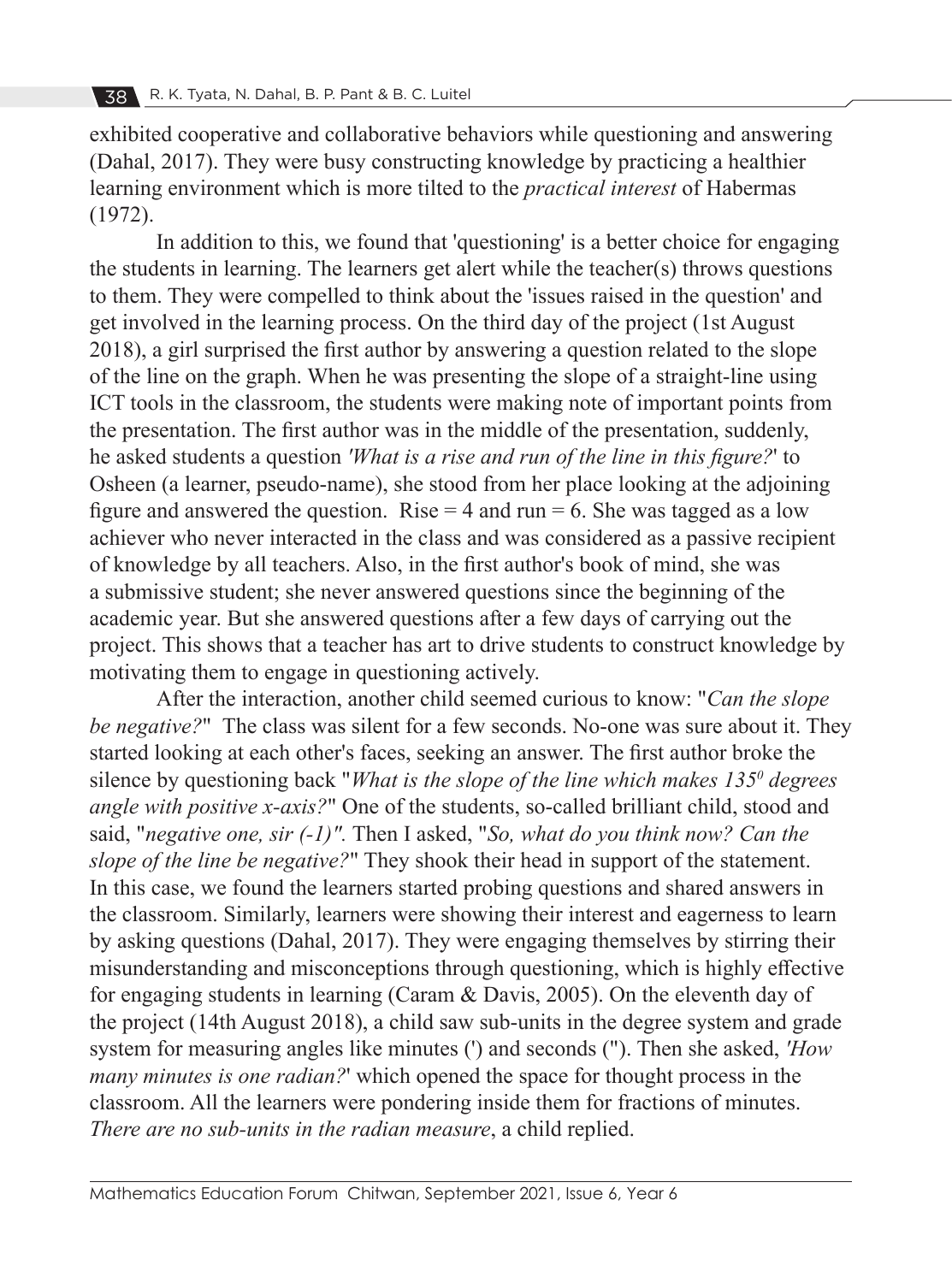exhibited cooperative and collaborative behaviors while questioning and answering (Dahal, 2017). They were busy constructing knowledge by practicing a healthier learning environment which is more tilted to the *practical interest* of Habermas (1972).

In addition to this, we found that 'questioning' is a better choice for engaging the students in learning. The learners get alert while the teacher(s) throws questions to them. They were compelled to think about the 'issues raised in the question' and get involved in the learning process. On the third day of the project (1st August 2018), a girl surprised the first author by answering a question related to the slope of the line on the graph. When he was presenting the slope of a straight-line using ICT tools in the classroom, the students were making note of important points from the presentation. The first author was in the middle of the presentation, suddenly, he asked students a question *'What is a rise and run of the line in this figure?*' to Osheen (a learner, pseudo-name), she stood from her place looking at the adjoining figure and answered the question. Rise = 4 and run = 6. She was tagged as a low achiever who never interacted in the class and was considered as a passive recipient of knowledge by all teachers. Also, in the first author's book of mind, she was a submissive student; she never answered questions since the beginning of the academic year. But she answered questions after a few days of carrying out the project. This shows that a teacher has art to drive students to construct knowledge by motivating them to engage in questioning actively.

After the interaction, another child seemed curious to know: "*Can the slope be negative?*" The class was silent for a few seconds. No-one was sure about it. They started looking at each other's faces, seeking an answer. The first author broke the silence by questioning back "*What is the slope of the line which makes* $135^0$ *degrees angle with positive x-axis?*" One of the students, so-called brilliant child, stood and said, "*negative one, sir (-1)".* Then I asked, "*So, what do you think now? Can the slope of the line be negative?*" They shook their head in support of the statement. In this case, we found the learners started probing questions and shared answers in the classroom. Similarly, learners were showing their interest and eagerness to learn by asking questions (Dahal, 2017). They were engaging themselves by stirring their misunderstanding and misconceptions through questioning, which is highly effective for engaging students in learning (Caram & Davis, 2005). On the eleventh day of the project (14th August 2018), a child saw sub-units in the degree system and grade system for measuring angles like minutes (') and seconds ("). Then she asked, *'How many minutes is one radian?*' which opened the space for thought process in the classroom. All the learners were pondering inside them for fractions of minutes. *There are no sub-units in the radian measure*, a child replied.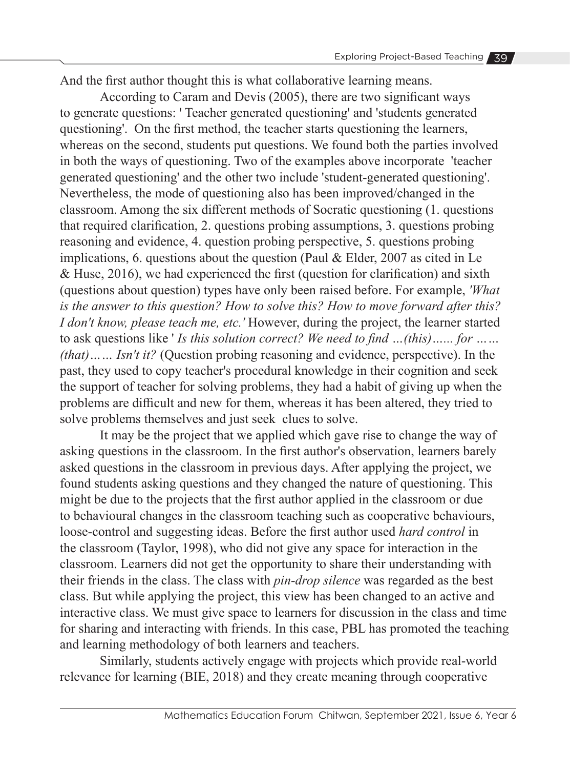And the first author thought this is what collaborative learning means.

According to Caram and Devis (2005), there are two significant ways to generate questions: ' Teacher generated questioning' and 'students generated questioning'. On the first method, the teacher starts questioning the learners, whereas on the second, students put questions. We found both the parties involved in both the ways of questioning. Two of the examples above incorporate 'teacher generated questioning' and the other two include 'student-generated questioning'. Nevertheless, the mode of questioning also has been improved/changed in the classroom. Among the six different methods of Socratic questioning (1. questions that required clarification, 2. questions probing assumptions, 3. questions probing reasoning and evidence, 4. question probing perspective, 5. questions probing implications, 6. questions about the question (Paul & Elder, 2007 as cited in Le & Huse, 2016), we had experienced the first (question for clarification) and sixth (questions about question) types have only been raised before. For example, *'What is the answer to this question? How to solve this? How to move forward after this? I don't know, please teach me, etc.'* However, during the project, the learner started to ask questions like ' *Is this solution correct? We need to find …(this)...... for …… (that)…… Isn't it?* (Question probing reasoning and evidence, perspective). In the past, they used to copy teacher's procedural knowledge in their cognition and seek the support of teacher for solving problems, they had a habit of giving up when the problems are difficult and new for them, whereas it has been altered, they tried to solve problems themselves and just seek clues to solve.

It may be the project that we applied which gave rise to change the way of asking questions in the classroom. In the first author's observation, learners barely asked questions in the classroom in previous days. After applying the project, we found students asking questions and they changed the nature of questioning. This might be due to the projects that the first author applied in the classroom or due to behavioural changes in the classroom teaching such as cooperative behaviours, loose-control and suggesting ideas. Before the first author used *hard control* in the classroom (Taylor, 1998), who did not give any space for interaction in the classroom. Learners did not get the opportunity to share their understanding with their friends in the class. The class with *pin-drop silence* was regarded as the best class. But while applying the project, this view has been changed to an active and interactive class. We must give space to learners for discussion in the class and time for sharing and interacting with friends. In this case, PBL has promoted the teaching and learning methodology of both learners and teachers.

Similarly, students actively engage with projects which provide real-world relevance for learning (BIE, 2018) and they create meaning through cooperative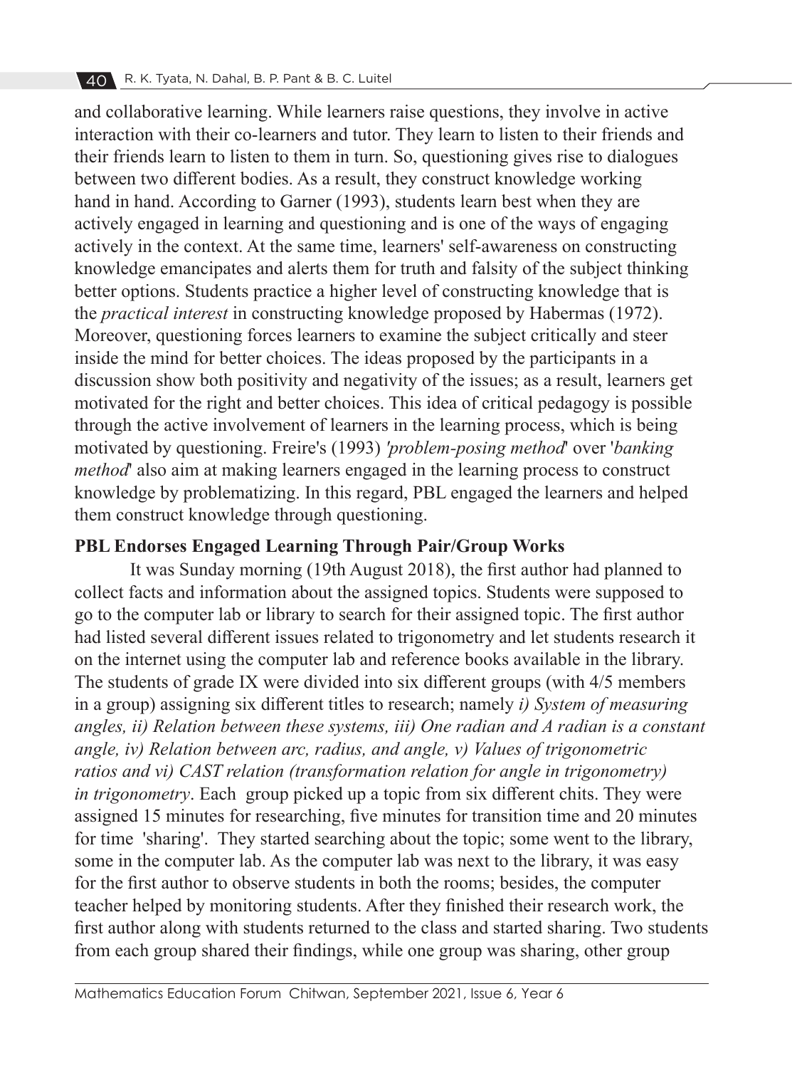and collaborative learning. While learners raise questions, they involve in active interaction with their co-learners and tutor. They learn to listen to their friends and their friends learn to listen to them in turn. So, questioning gives rise to dialogues between two different bodies. As a result, they construct knowledge working hand in hand. According to Garner (1993), students learn best when they are actively engaged in learning and questioning and is one of the ways of engaging actively in the context. At the same time, learners' self-awareness on constructing knowledge emancipates and alerts them for truth and falsity of the subject thinking better options. Students practice a higher level of constructing knowledge that is the *practical interest* in constructing knowledge proposed by Habermas (1972). Moreover, questioning forces learners to examine the subject critically and steer inside the mind for better choices. The ideas proposed by the participants in a discussion show both positivity and negativity of the issues; as a result, learners get motivated for the right and better choices. This idea of critical pedagogy is possible through the active involvement of learners in the learning process, which is being motivated by questioning. Freire's (1993) *'problem-posing method'* over '*banking method*' also aim at making learners engaged in the learning process to construct knowledge by problematizing. In this regard, PBL engaged the learners and helped them construct knowledge through questioning.

**PBL Endorses Engaged Learning Through Pair/Group Works**

It was Sunday morning (19th August 2018), the first author had planned to collect facts and information about the assigned topics. Students were supposed to go to the computer lab or library to search for their assigned topic. The first author had listed several different issues related to trigonometry and let students research it on the internet using the computer lab and reference books available in the library. The students of grade IX were divided into six different groups (with 4/5 members in a group) assigning six different titles to research; namely *i) System of measuring angles, ii) Relation between these systems, iii) One radian and A radian is a constant angle, iv) Relation between arc, radius, and angle, v) Values of trigonometric ratios and vi) CAST relation (transformation relation for angle in trigonometry) in trigonometry*. Each group picked up a topic from six different chits. They were assigned 15 minutes for researching, five minutes for transition time and 20 minutes for time 'sharing'. They started searching about the topic; some went to the library, some in the computer lab. As the computer lab was next to the library, it was easy for the first author to observe students in both the rooms; besides, the computer teacher helped by monitoring students. After they finished their research work, the first author along with students returned to the class and started sharing. Two students from each group shared their findings, while one group was sharing, other group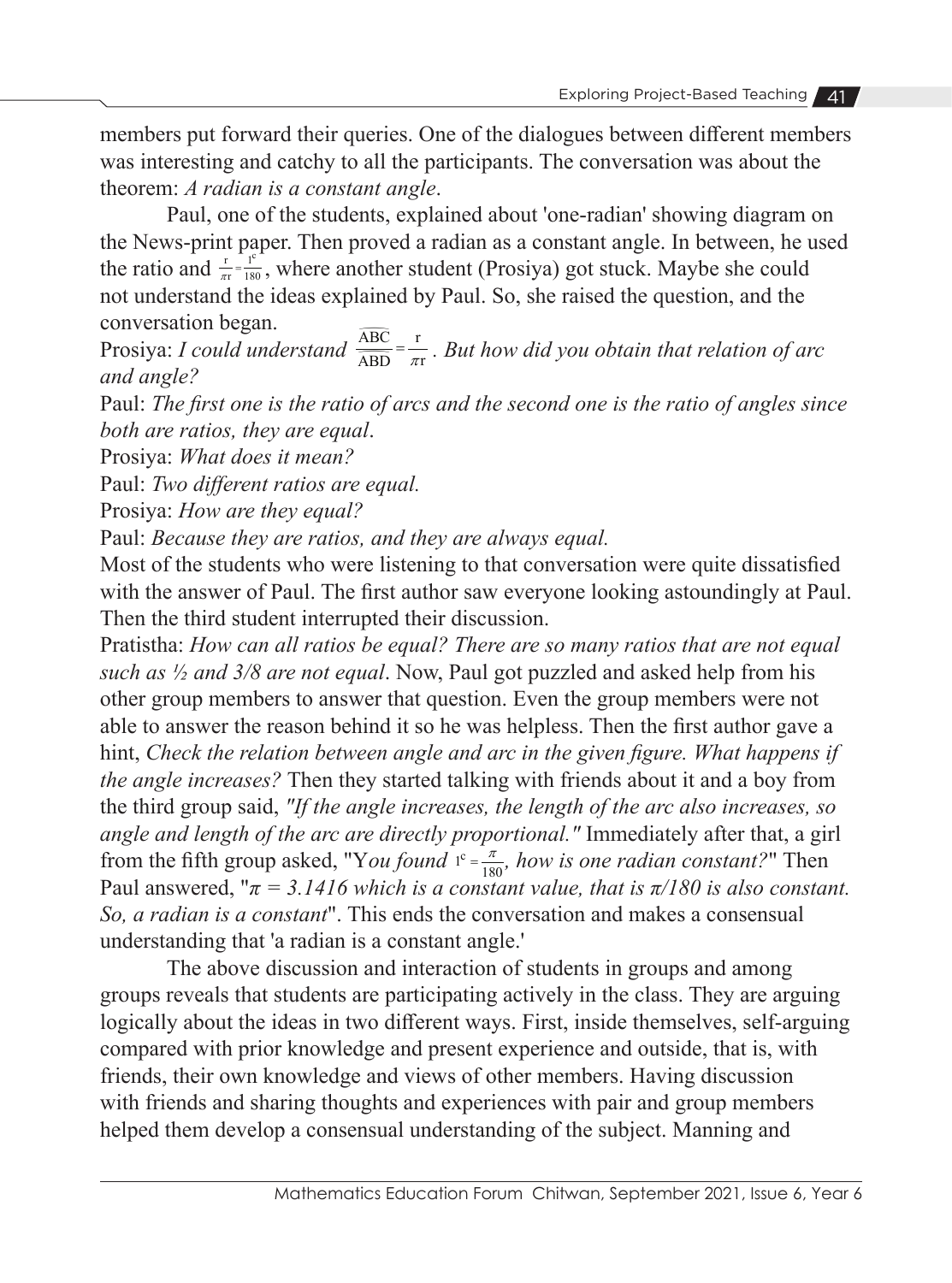members put forward their queries. One of the dialogues between different members was interesting and catchy to all the participants. The conversation was about the theorem: *A radian is a constant angle*.

Paul, one of the students, explained about 'one-radian' showing diagram on the News-print paper. Then proved a radian as a constant angle. In between, he used the ratio and $\frac{r}{\pi r} = \frac{1^c}{180}$, where another student (Prosiya) got stuck. Maybe she could not understand the ideas explained by Paul. So, she raised the question, and the conversation began.

Prosiya: *I could understand* $\frac{\overset{\frown}{ABC}}{\overset{\frown}{ABD}} = \frac{r}{\pi r}$. *But how did you obtain that relation of arc and angle?*

Paul: *The first one is the ratio of arcs and the second one is the ratio of angles since both are ratios, they are equal*.

Prosiya: *What does it mean?*

Paul: *Two different ratios are equal.*

Prosiya: *How are they equal?*

Paul: *Because they are ratios, and they are always equal.*

Most of the students who were listening to that conversation were quite dissatisfied with the answer of Paul. The first author saw everyone looking astoundingly at Paul. Then the third student interrupted their discussion.

Pratistha: *How can all ratios be equal? There are so many ratios that are not equal such as ½ and 3/8 are not equal*. Now, Paul got puzzled and asked help from his other group members to answer that question. Even the group members were not able to answer the reason behind it so he was helpless. Then the first author gave a hint, *Check the relation between angle and arc in the given figure. What happens if the angle increases?* Then they started talking with friends about it and a boy from the third group said, *"If the angle increases, the length of the arc also increases, so angle and length of the arc are directly proportional."* Immediately after that, a girl from the fifth group asked, "Y*ou found* $1^c = \frac{\pi}{180}$*, how is one radian constant?*" Then Paul answered, "*π = 3.1416 which is a constant value, that is π/180 is also constant. So, a radian is a constant*". This ends the conversation and makes a consensual understanding that 'a radian is a constant angle.'

The above discussion and interaction of students in groups and among groups reveals that students are participating actively in the class. They are arguing logically about the ideas in two different ways. First, inside themselves, self-arguing compared with prior knowledge and present experience and outside, that is, with friends, their own knowledge and views of other members. Having discussion with friends and sharing thoughts and experiences with pair and group members helped them develop a consensual understanding of the subject. Manning and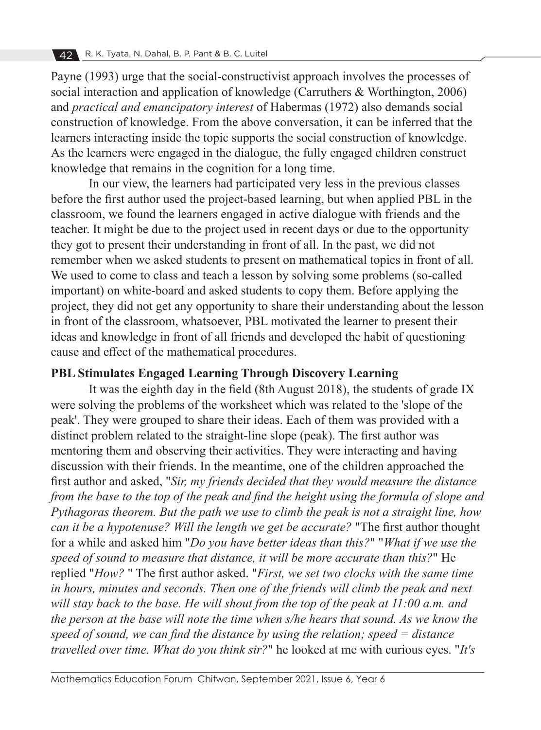Payne (1993) urge that the social-constructivist approach involves the processes of social interaction and application of knowledge (Carruthers & Worthington, 2006) and *practical and emancipatory interest* of Habermas (1972) also demands social construction of knowledge. From the above conversation, it can be inferred that the learners interacting inside the topic supports the social construction of knowledge. As the learners were engaged in the dialogue, the fully engaged children construct knowledge that remains in the cognition for a long time.

In our view, the learners had participated very less in the previous classes before the first author used the project-based learning, but when applied PBL in the classroom, we found the learners engaged in active dialogue with friends and the teacher. It might be due to the project used in recent days or due to the opportunity they got to present their understanding in front of all. In the past, we did not remember when we asked students to present on mathematical topics in front of all. We used to come to class and teach a lesson by solving some problems (so-called important) on white-board and asked students to copy them. Before applying the project, they did not get any opportunity to share their understanding about the lesson in front of the classroom, whatsoever, PBL motivated the learner to present their ideas and knowledge in front of all friends and developed the habit of questioning cause and effect of the mathematical procedures.

### PBL Stimulates Engaged Learning Through Discovery Learning

It was the eighth day in the field (8th August 2018), the students of grade IX were solving the problems of the worksheet which was related to the 'slope of the peak'. They were grouped to share their ideas. Each of them was provided with a distinct problem related to the straight-line slope (peak). The first author was mentoring them and observing their activities. They were interacting and having discussion with their friends. In the meantime, one of the children approached the first author and asked, "*Sir, my friends decided that they would measure the distance from the base to the top of the peak and find the height using the formula of slope and Pythagoras theorem. But the path we use to climb the peak is not a straight line, how can it be a hypotenuse? Will the length we get be accurate?* "The first author thought for a while and asked him "*Do you have better ideas than this?*" "*What if we use the speed of sound to measure that distance, it will be more accurate than this?*" He replied "*How?* " The first author asked. "*First, we set two clocks with the same time in hours, minutes and seconds. Then one of the friends will climb the peak and next will stay back to the base. He will shout from the top of the peak at 11:00 a.m. and the person at the base will note the time when s/he hears that sound. As we know the speed of sound, we can find the distance by using the relation; speed = distance travelled over time. What do you think sir?*" he looked at me with curious eyes. "*It's*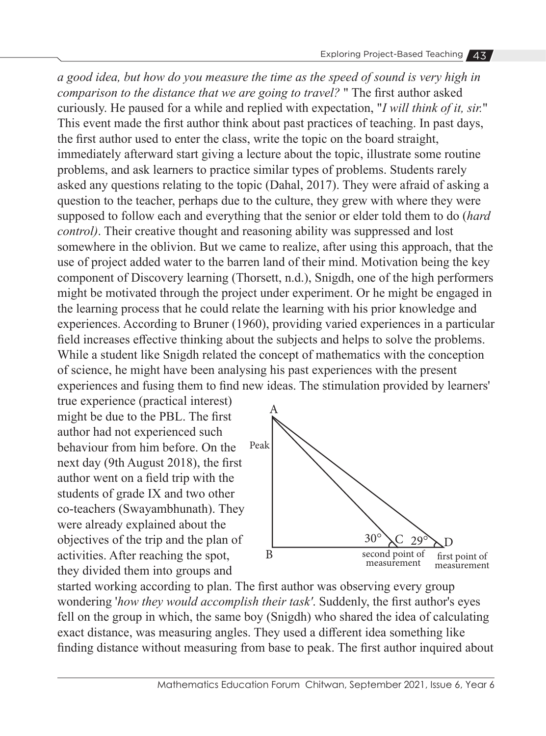*a good idea, but how do you measure the time as the speed of sound is very high in comparison to the distance that we are going to travel?* " The first author asked curiously. He paused for a while and replied with expectation, "*I will think of it, sir.*" This event made the first author think about past practices of teaching. In past days, the first author used to enter the class, write the topic on the board straight, immediately afterward start giving a lecture about the topic, illustrate some routine problems, and ask learners to practice similar types of problems. Students rarely asked any questions relating to the topic (Dahal, 2017). They were afraid of asking a question to the teacher, perhaps due to the culture, they grew with where they were supposed to follow each and everything that the senior or elder told them to do (*hard control)*. Their creative thought and reasoning ability was suppressed and lost somewhere in the oblivion. But we came to realize, after using this approach, that the use of project added water to the barren land of their mind. Motivation being the key component of Discovery learning (Thorsett, n.d.), Snigdh, one of the high performers might be motivated through the project under experiment. Or he might be engaged in the learning process that he could relate the learning with his prior knowledge and experiences. According to Bruner (1960), providing varied experiences in a particular field increases effective thinking about the subjects and helps to solve the problems. While a student like Snigdh related the concept of mathematics with the conception of science, he might have been analysing his past experiences with the present experiences and fusing them to find new ideas. The stimulation provided by learners' true experience (practical interest) might be due to the PBL. The first author had not experienced such behaviour from him before. On the next day (9th August 2018), the first author went on a field trip with the students of grade IX and two other co-teachers (Swayambhunath). They were already explained about the objectives of the trip and the plan of activities. After reaching the spot, they divided them into groups and started working according to plan. The first author was observing every group wondering '*how they would accomplish their task'*. Suddenly, the first author's eyes fell on the group in which, the same boy (Snigdh) who shared the idea of calculating exact distance, was measuring angles. They used a different idea something like finding distance without measuring from base to peak. The first author inquired about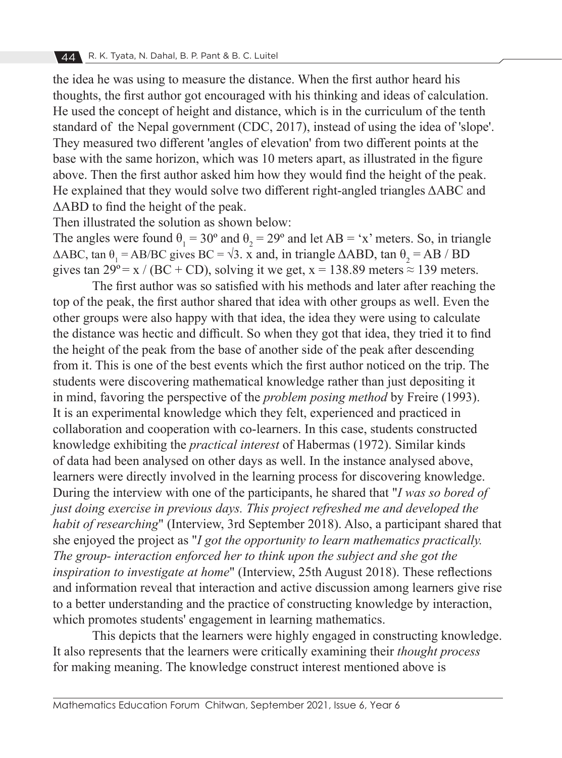the idea he was using to measure the distance. When the first author heard his thoughts, the first author got encouraged with his thinking and ideas of calculation. He used the concept of height and distance, which is in the curriculum of the tenth standard of the Nepal government (CDC, 2017), instead of using the idea of 'slope'. They measured two different 'angles of elevation' from two different points at the base with the same horizon, which was 10 meters apart, as illustrated in the figure above. Then the first author asked him how they would find the height of the peak. He explained that they would solve two different right-angled triangles ∆ABC and ∆ABD to find the height of the peak.

Then illustrated the solution as shown below:

The angles were found $\theta_1 = 30^\circ$ and $\theta_2 = 29^\circ$ and let AB = 'x' meters. So, in triangle ∆ABC, $\tan \theta_1 = AB/BC$ gives $BC = \sqrt{3}.\ x$ and, in triangle ∆ABD, $\tan \theta_2 = AB / BD$ gives $\tan 29^\circ = x / (BC + CD)$, solving it we get, $x = 138.89$ meters $\approx 139$ meters.

The first author was so satisfied with his methods and later after reaching the top of the peak, the first author shared that idea with other groups as well. Even the other groups were also happy with that idea, the idea they were using to calculate the distance was hectic and difficult. So when they got that idea, they tried it to find the height of the peak from the base of another side of the peak after descending from it. This is one of the best events which the first author noticed on the trip. The students were discovering mathematical knowledge rather than just depositing it in mind, favoring the perspective of the *problem posing method* by Freire (1993). It is an experimental knowledge which they felt, experienced and practiced in collaboration and cooperation with co-learners. In this case, students constructed knowledge exhibiting the *practical interest* of Habermas (1972). Similar kinds of data had been analysed on other days as well. In the instance analysed above, learners were directly involved in the learning process for discovering knowledge. During the interview with one of the participants, he shared that "*I was so bored of just doing exercise in previous days. This project refreshed me and developed the habit of researching*" (Interview, 3rd September 2018). Also, a participant shared that she enjoyed the project as "*I got the opportunity to learn mathematics practically. The group- interaction enforced her to think upon the subject and she got the inspiration to investigate at home*" (Interview, 25th August 2018). These reflections and information reveal that interaction and active discussion among learners give rise to a better understanding and the practice of constructing knowledge by interaction, which promotes students' engagement in learning mathematics.

This depicts that the learners were highly engaged in constructing knowledge. It also represents that the learners were critically examining their *thought process* for making meaning. The knowledge construct interest mentioned above is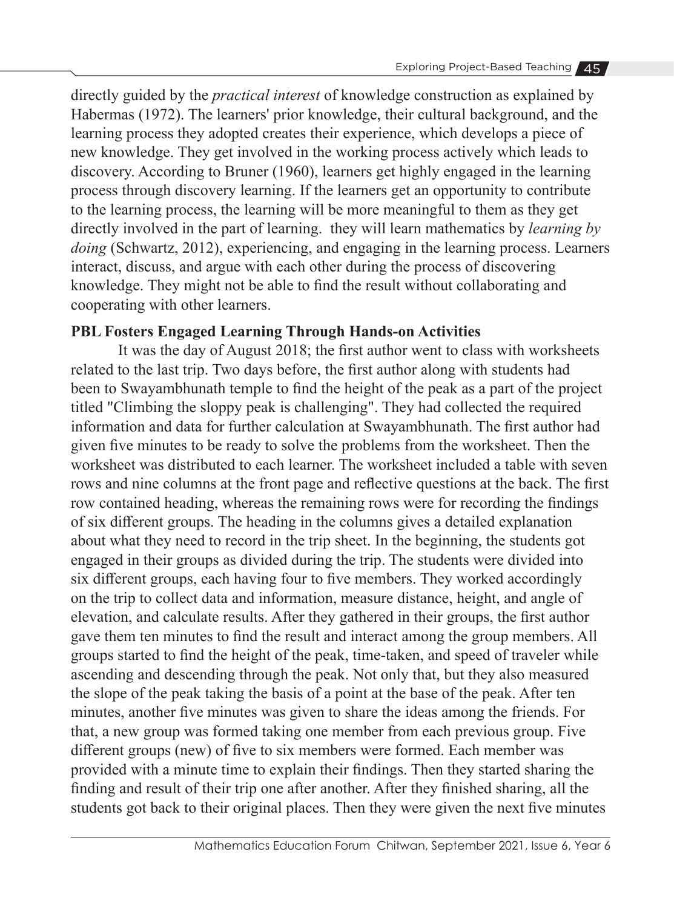directly guided by the *practical interest* of knowledge construction as explained by Habermas (1972). The learners' prior knowledge, their cultural background, and the learning process they adopted creates their experience, which develops a piece of new knowledge. They get involved in the working process actively which leads to discovery. According to Bruner (1960), learners get highly engaged in the learning process through discovery learning. If the learners get an opportunity to contribute to the learning process, the learning will be more meaningful to them as they get directly involved in the part of learning.  they will learn mathematics by *learning by doing* (Schwartz, 2012), experiencing, and engaging in the learning process. Learners interact, discuss, and argue with each other during the process of discovering knowledge. They might not be able to find the result without collaborating and cooperating with other learners.

**PBL Fosters Engaged Learning Through Hands-on Activities**

It was the day of August 2018; the first author went to class with worksheets related to the last trip. Two days before, the first author along with students had been to Swayambhunath temple to find the height of the peak as a part of the project titled "Climbing the sloppy peak is challenging". They had collected the required information and data for further calculation at Swayambhunath. The first author had given five minutes to be ready to solve the problems from the worksheet. Then the worksheet was distributed to each learner. The worksheet included a table with seven rows and nine columns at the front page and reflective questions at the back. The first row contained heading, whereas the remaining rows were for recording the findings of six different groups. The heading in the columns gives a detailed explanation about what they need to record in the trip sheet. In the beginning, the students got engaged in their groups as divided during the trip. The students were divided into six different groups, each having four to five members. They worked accordingly on the trip to collect data and information, measure distance, height, and angle of elevation, and calculate results. After they gathered in their groups, the first author gave them ten minutes to find the result and interact among the group members. All groups started to find the height of the peak, time-taken, and speed of traveler while ascending and descending through the peak. Not only that, but they also measured the slope of the peak taking the basis of a point at the base of the peak. After ten minutes, another five minutes was given to share the ideas among the friends. For that, a new group was formed taking one member from each previous group. Five different groups (new) of five to six members were formed. Each member was provided with a minute time to explain their findings. Then they started sharing the finding and result of their trip one after another. After they finished sharing, all the students got back to their original places. Then they were given the next five minutes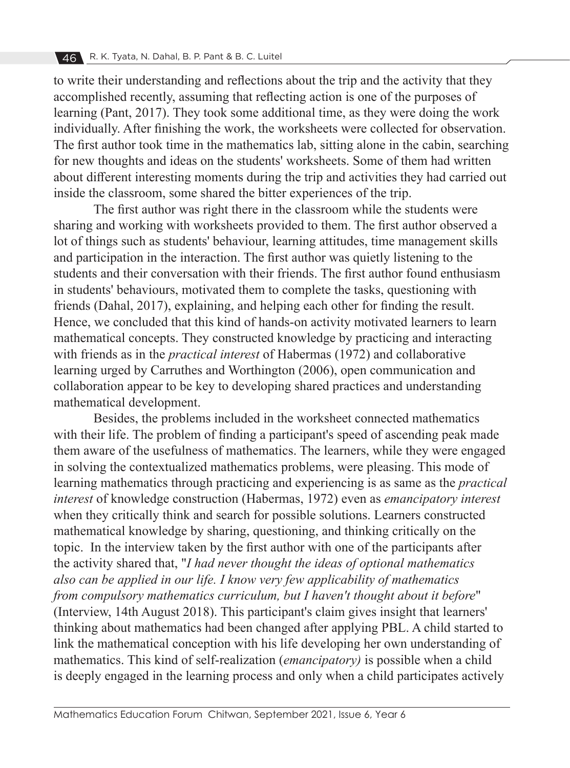to write their understanding and reflections about the trip and the activity that they accomplished recently, assuming that reflecting action is one of the purposes of learning (Pant, 2017). They took some additional time, as they were doing the work individually. After finishing the work, the worksheets were collected for observation. The first author took time in the mathematics lab, sitting alone in the cabin, searching for new thoughts and ideas on the students' worksheets. Some of them had written about different interesting moments during the trip and activities they had carried out inside the classroom, some shared the bitter experiences of the trip.

The first author was right there in the classroom while the students were sharing and working with worksheets provided to them. The first author observed a lot of things such as students' behaviour, learning attitudes, time management skills and participation in the interaction. The first author was quietly listening to the students and their conversation with their friends. The first author found enthusiasm in students' behaviours, motivated them to complete the tasks, questioning with friends (Dahal, 2017), explaining, and helping each other for finding the result. Hence, we concluded that this kind of hands-on activity motivated learners to learn mathematical concepts. They constructed knowledge by practicing and interacting with friends as in the *practical interest* of Habermas (1972) and collaborative learning urged by Carruthes and Worthington (2006), open communication and collaboration appear to be key to developing shared practices and understanding mathematical development.

Besides, the problems included in the worksheet connected mathematics with their life. The problem of finding a participant's speed of ascending peak made them aware of the usefulness of mathematics. The learners, while they were engaged in solving the contextualized mathematics problems, were pleasing. This mode of learning mathematics through practicing and experiencing is as same as the *practical interest* of knowledge construction (Habermas, 1972) even as *emancipatory interest* when they critically think and search for possible solutions. Learners constructed mathematical knowledge by sharing, questioning, and thinking critically on the topic. In the interview taken by the first author with one of the participants after the activity shared that, "*I had never thought the ideas of optional mathematics also can be applied in our life. I know very few applicability of mathematics from compulsory mathematics curriculum, but I haven't thought about it before*" (Interview, 14th August 2018). This participant's claim gives insight that learners' thinking about mathematics had been changed after applying PBL. A child started to link the mathematical conception with his life developing her own understanding of mathematics. This kind of self-realization (*emancipatory)* is possible when a child is deeply engaged in the learning process and only when a child participates actively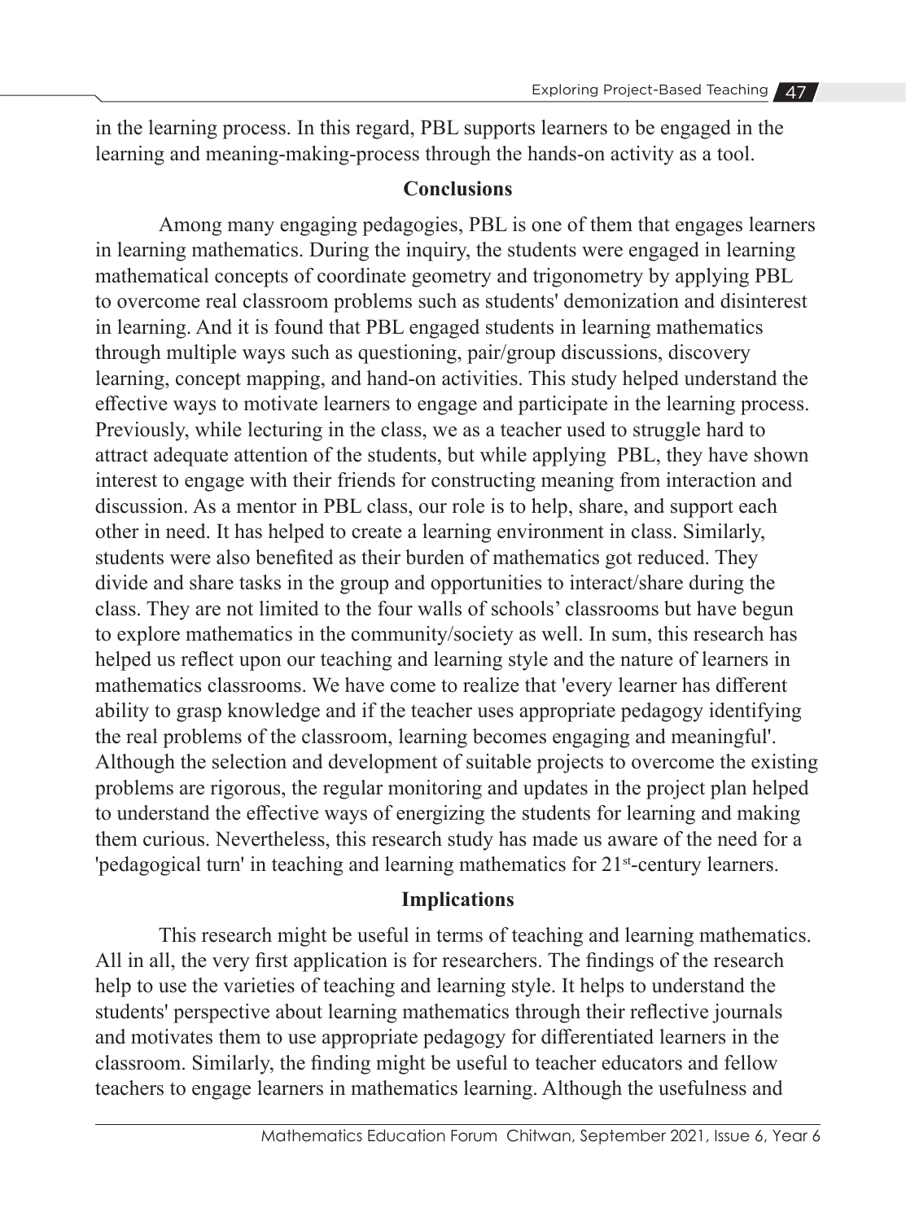in the learning process. In this regard, PBL supports learners to be engaged in the learning and meaning-making-process through the hands-on activity as a tool.

## Conclusions

Among many engaging pedagogies, PBL is one of them that engages learners in learning mathematics. During the inquiry, the students were engaged in learning mathematical concepts of coordinate geometry and trigonometry by applying PBL to overcome real classroom problems such as students' demonization and disinterest in learning. And it is found that PBL engaged students in learning mathematics through multiple ways such as questioning, pair/group discussions, discovery learning, concept mapping, and hand-on activities. This study helped understand the effective ways to motivate learners to engage and participate in the learning process. Previously, while lecturing in the class, we as a teacher used to struggle hard to attract adequate attention of the students, but while applying PBL, they have shown interest to engage with their friends for constructing meaning from interaction and discussion. As a mentor in PBL class, our role is to help, share, and support each other in need. It has helped to create a learning environment in class. Similarly, students were also benefited as their burden of mathematics got reduced. They divide and share tasks in the group and opportunities to interact/share during the class. They are not limited to the four walls of schools' classrooms but have begun to explore mathematics in the community/society as well. In sum, this research has helped us reflect upon our teaching and learning style and the nature of learners in mathematics classrooms. We have come to realize that 'every learner has different ability to grasp knowledge and if the teacher uses appropriate pedagogy identifying the real problems of the classroom, learning becomes engaging and meaningful'. Although the selection and development of suitable projects to overcome the existing problems are rigorous, the regular monitoring and updates in the project plan helped to understand the effective ways of energizing the students for learning and making them curious. Nevertheless, this research study has made us aware of the need for a 'pedagogical turn' in teaching and learning mathematics for 21st-century learners.

## Implications

This research might be useful in terms of teaching and learning mathematics. All in all, the very first application is for researchers. The findings of the research help to use the varieties of teaching and learning style. It helps to understand the students' perspective about learning mathematics through their reflective journals and motivates them to use appropriate pedagogy for differentiated learners in the classroom. Similarly, the finding might be useful to teacher educators and fellow teachers to engage learners in mathematics learning. Although the usefulness and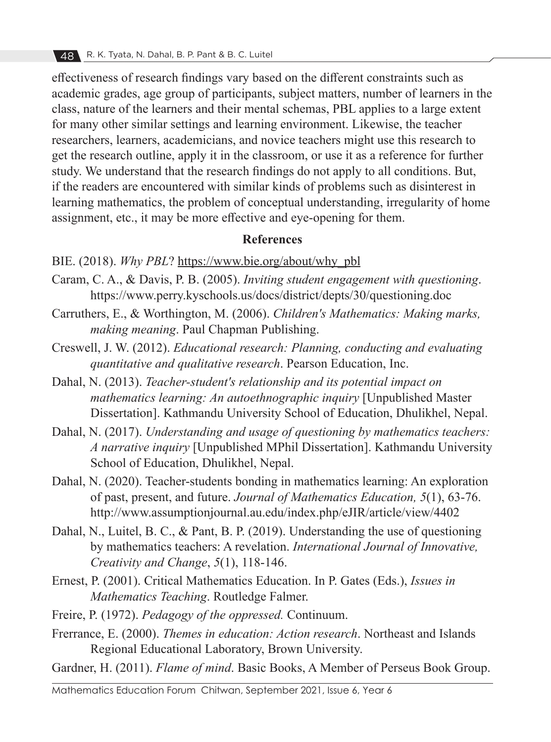effectiveness of research findings vary based on the different constraints such as academic grades, age group of participants, subject matters, number of learners in the class, nature of the learners and their mental schemas, PBL applies to a large extent for many other similar settings and learning environment. Likewise, the teacher researchers, learners, academicians, and novice teachers might use this research to get the research outline, apply it in the classroom, or use it as a reference for further study. We understand that the research findings do not apply to all conditions. But, if the readers are encountered with similar kinds of problems such as disinterest in learning mathematics, the problem of conceptual understanding, irregularity of home assignment, etc., it may be more effective and eye-opening for them.

## References

BIE. (2018). *Why PBL*? https://www.bie.org/about/why_pbl

Caram, C. A., & Davis, P. B. (2005). *Inviting student engagement with questioning*. https://www.perry.kyschools.us/docs/district/depts/30/questioning.doc

Carruthers, E., & Worthington, M. (2006). *Children's Mathematics: Making marks, making meaning*. Paul Chapman Publishing.

Creswell, J. W. (2012). *Educational research: Planning, conducting and evaluating quantitative and qualitative research*. Pearson Education, Inc.

Dahal, N. (2013). *Teacher-student's relationship and its potential impact on mathematics learning: An autoethnographic inquiry* [Unpublished Master Dissertation]. Kathmandu University School of Education, Dhulikhel, Nepal.

Dahal, N. (2017). *Understanding and usage of questioning by mathematics teachers: A narrative inquiry* [Unpublished MPhil Dissertation]. Kathmandu University School of Education, Dhulikhel, Nepal.

Dahal, N. (2020). Teacher-students bonding in mathematics learning: An exploration of past, present, and future. *Journal of Mathematics Education, 5*(1), 63-76. http://www.assumptionjournal.au.edu/index.php/eJIR/article/view/4402

Dahal, N., Luitel, B. C., & Pant, B. P. (2019). Understanding the use of questioning by mathematics teachers: A revelation. *International Journal of Innovative, Creativity and Change*, *5*(1), 118-146.

Ernest, P. (2001). Critical Mathematics Education. In P. Gates (Eds.), *Issues in Mathematics Teaching*. Routledge Falmer.

Freire, P. (1972). *Pedagogy of the oppressed.* Continuum.

Frerrance, E. (2000). *Themes in education: Action research*. Northeast and Islands Regional Educational Laboratory, Brown University.

Gardner, H. (2011). *Flame of mind*. Basic Books, A Member of Perseus Book Group.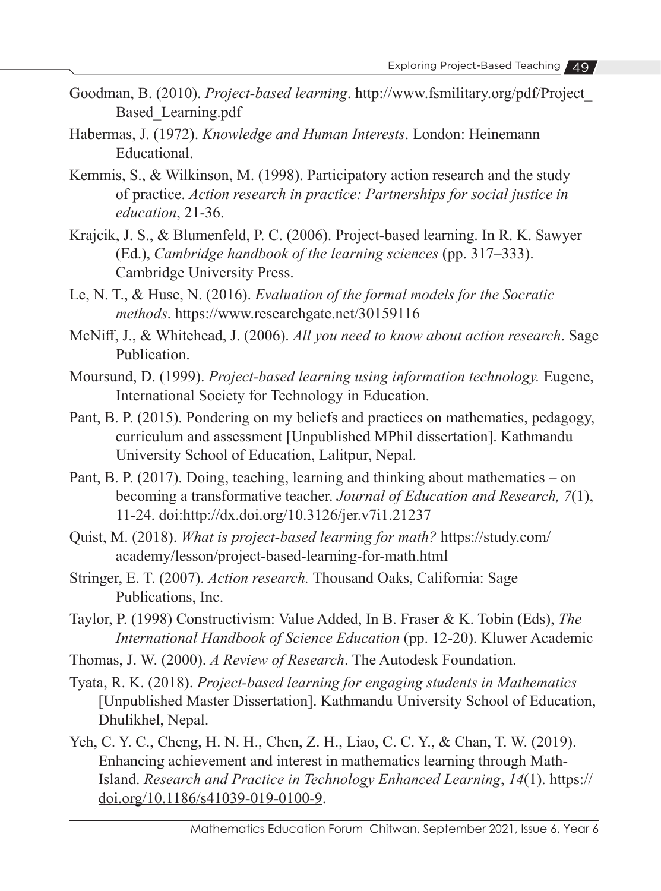Goodman, B. (2010). *Project-based learning*. http://www.fsmilitary.org/pdf/Project_Based_Learning.pdf

Habermas, J. (1972). *Knowledge and Human Interests*. London: Heinemann Educational.

Kemmis, S., & Wilkinson, M. (1998). Participatory action research and the study of practice. *Action research in practice: Partnerships for social justice in education*, 21-36.

Krajcik, J. S., & Blumenfeld, P. C. (2006). Project-based learning. In R. K. Sawyer (Ed.), *Cambridge handbook of the learning sciences* (pp. 317–333). Cambridge University Press.

Le, N. T., & Huse, N. (2016). *Evaluation of the formal models for the Socratic methods*. https://www.researchgate.net/30159116

McNiff, J., & Whitehead, J. (2006). *All you need to know about action research*. Sage Publication.

Moursund, D. (1999). *Project-based learning using information technology.* Eugene, International Society for Technology in Education.

Pant, B. P. (2015). Pondering on my beliefs and practices on mathematics, pedagogy, curriculum and assessment [Unpublished MPhil dissertation]. Kathmandu University School of Education, Lalitpur, Nepal.

Pant, B. P. (2017). Doing, teaching, learning and thinking about mathematics – on becoming a transformative teacher. *Journal of Education and Research, 7*(1), 11-24. doi:http://dx.doi.org/10.3126/jer.v7i1.21237

Quist, M. (2018). *What is project-based learning for math?* https://study.com/academy/lesson/project-based-learning-for-math.html

Stringer, E. T. (2007). *Action research.* Thousand Oaks, California: Sage Publications, Inc.

Taylor, P. (1998) Constructivism: Value Added, In B. Fraser & K. Tobin (Eds), *The International Handbook of Science Education* (pp. 12-20). Kluwer Academic

Thomas, J. W. (2000). *A Review of Research*. The Autodesk Foundation.

Tyata, R. K. (2018). *Project-based learning for engaging students in Mathematics* [Unpublished Master Dissertation]. Kathmandu University School of Education, Dhulikhel, Nepal.

Yeh, C. Y. C., Cheng, H. N. H., Chen, Z. H., Liao, C. C. Y., & Chan, T. W. (2019). Enhancing achievement and interest in mathematics learning through Math-Island. *Research and Practice in Technology Enhanced Learning*, *14*(1). https://doi.org/10.1186/s41039-019-0100-9.